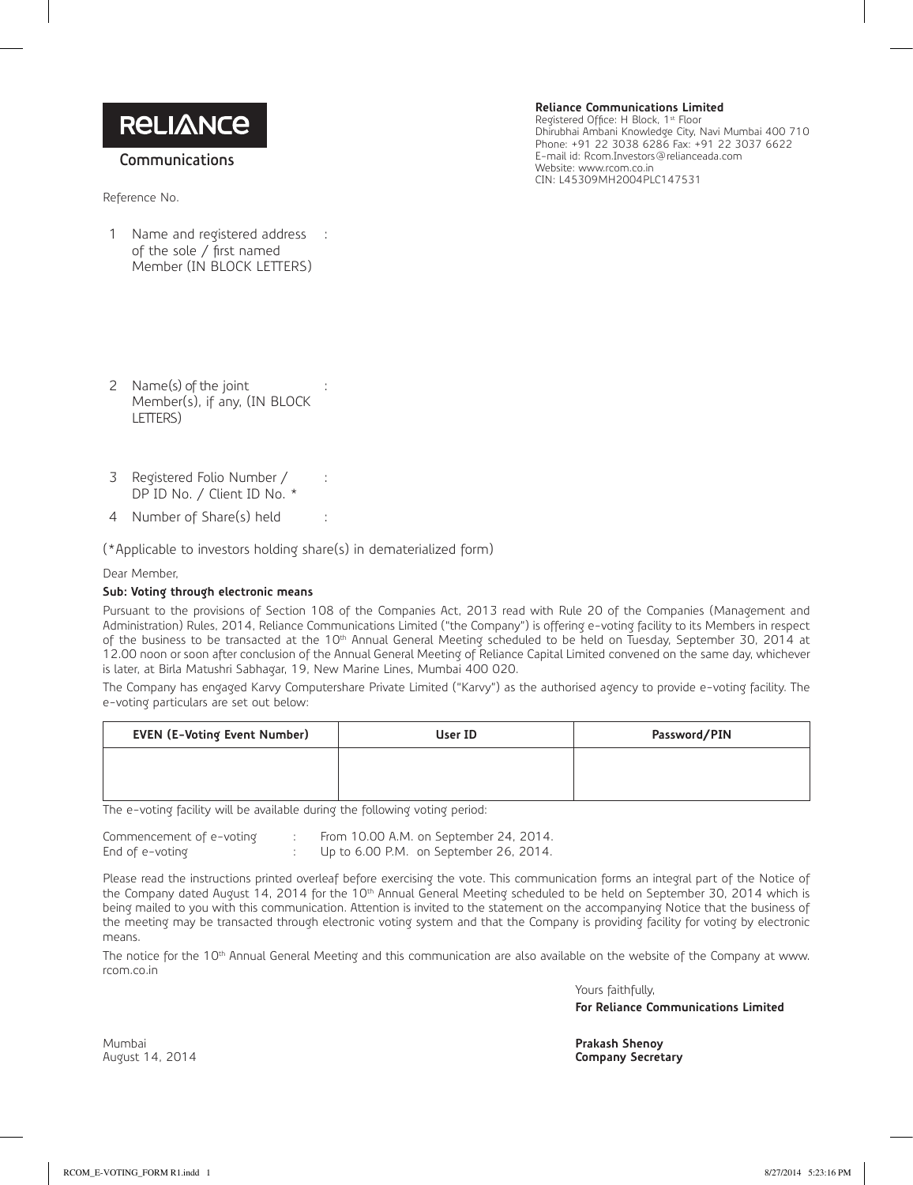**RELIANCE**

**Communications**

**Reliance Communications Limited**
Registered Office: H Block, 1st Floor
Dhirubhai Ambani Knowledge City, Navi Mumbai 400 710
Phone: +91 22 3038 6286 Fax: +91 22 3037 6622
E-mail id: Rcom.Investors@relianceada.com
Website: www.rcom.co.in
CIN: L45309MH2004PLC147531

Reference No.

1 Name and registered address of the sole / first named Member (IN BLOCK LETTERS) :

2 Name(s) of the joint Member(s), if any, (IN BLOCK LETTERS) :

3 Registered Folio Number / DP ID No. / Client ID No. * :

4 Number of Share(s) held :

(*Applicable to investors holding share(s) in dematerialized form)

Dear Member,

**Sub: Voting through electronic means**

Pursuant to the provisions of Section 108 of the Companies Act, 2013 read with Rule 20 of the Companies (Management and Administration) Rules, 2014, Reliance Communications Limited ("the Company") is offering e-voting facility to its Members in respect of the business to be transacted at the 10th Annual General Meeting scheduled to be held on Tuesday, September 30, 2014 at 12.00 noon or soon after conclusion of the Annual General Meeting of Reliance Capital Limited convened on the same day, whichever is later, at Birla Matushri Sabhagar, 19, New Marine Lines, Mumbai 400 020.

The Company has engaged Karvy Computershare Private Limited ("Karvy") as the authorised agency to provide e-voting facility. The e-voting particulars are set out below:

| EVEN (E-Voting Event Number) | User ID | Password/PIN |
|---|---|---|
| | | |

The e-voting facility will be available during the following voting period:

Commencement of e-voting : From 10.00 A.M. on September 24, 2014.
End of e-voting : Up to 6.00 P.M. on September 26, 2014.

Please read the instructions printed overleaf before exercising the vote. This communication forms an integral part of the Notice of the Company dated August 14, 2014 for the 10th Annual General Meeting scheduled to be held on September 30, 2014 which is being mailed to you with this communication. Attention is invited to the statement on the accompanying Notice that the business of the meeting may be transacted through electronic voting system and that the Company is providing facility for voting by electronic means.

The notice for the 10th Annual General Meeting and this communication are also available on the website of the Company at www.rcom.co.in

Yours faithfully,
**For Reliance Communications Limited**

**Prakash Shenoy**
**Company Secretary**

Mumbai
August 14, 2014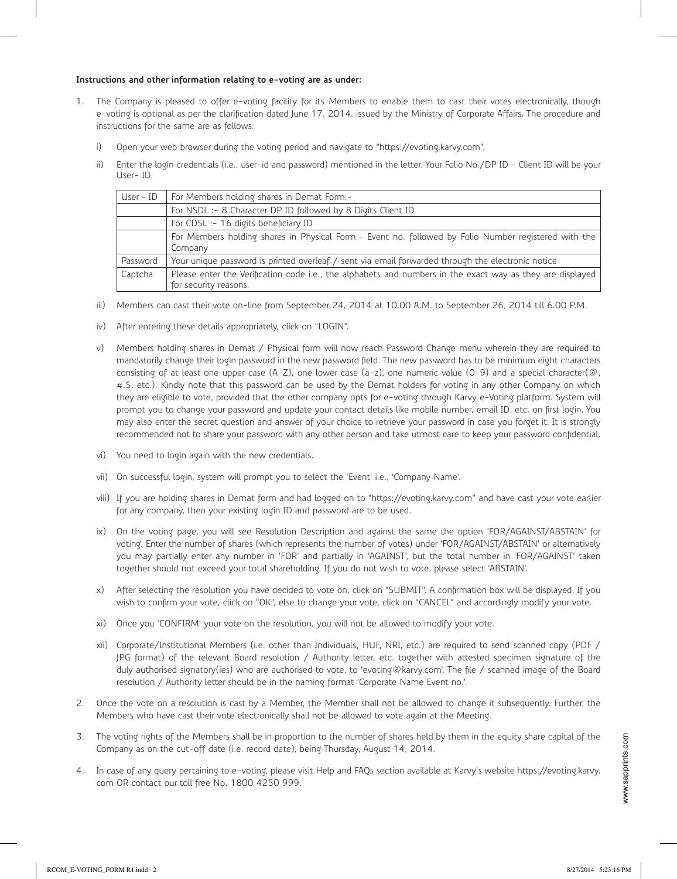**Instructions and other information relating to e-voting are as under:**

1. The Company is pleased to offer e-voting facility for its Members to enable them to cast their votes electronically, though e-voting is optional as per the clarification dated June 17, 2014, issued by the Ministry of Corporate Affairs. The procedure and instructions for the same are as follows:

   i) Open your web browser during the voting period and navigate to "https://evoting.karvy.com".

   ii) Enter the login credentials (i.e., user-id and password) mentioned in the letter. Your Folio No./DP ID - Client ID will be your User- ID.

   | | |
   |---|---|
   | User – ID | For Members holding shares in Demat Form:- |
   | | For NSDL :- 8 Character DP ID followed by 8 Digits Client ID |
   | | For CDSL :- 16 digits beneficiary ID |
   | | For Members holding shares in Physical Form:- Event no. followed by Folio Number registered with the Company |
   | Password | Your unique password is printed overleaf / sent via email forwarded through the electronic notice |
   | Captcha | Please enter the Verification code i.e., the alphabets and numbers in the exact way as they are displayed for security reasons. |

   iii) Members can cast their vote on-line from September 24, 2014 at 10.00 A.M. to September 26, 2014 till 6.00 P.M.

   iv) After entering these details appropriately, click on "LOGIN".

   v) Members holding shares in Demat / Physical form will now reach Password Change menu wherein they are required to mandatorily change their login password in the new password field. The new password has to be minimum eight characters consisting of at least one upper case (A-Z), one lower case (a-z), one numeric value (0-9) and a special character(@, #,$, etc.). Kindly note that this password can be used by the Demat holders for voting in any other Company on which they are eligible to vote, provided that the other company opts for e-voting through Karvy e-Voting platform. System will prompt you to change your password and update your contact details like mobile number, email ID, etc. on first login. You may also enter the secret question and answer of your choice to retrieve your password in case you forget it. It is strongly recommended not to share your password with any other person and take utmost care to keep your password confidential.

   vi) You need to login again with the new credentials.

   vii) On successful login, system will prompt you to select the 'Event' i.e., 'Company Name'.

   viii) If you are holding shares in Demat form and had logged on to "https://evoting.karvy.com" and have cast your vote earlier for any company, then your existing login ID and password are to be used.

   ix) On the voting page, you will see Resolution Description and against the same the option 'FOR/AGAINST/ABSTAIN' for voting. Enter the number of shares (which represents the number of votes) under 'FOR/AGAINST/ABSTAIN' or alternatively you may partially enter any number in 'FOR' and partially in 'AGAINST', but the total number in 'FOR/AGAINST' taken together should not exceed your total shareholding. If you do not wish to vote, please select 'ABSTAIN'.

   x) After selecting the resolution you have decided to vote on, click on "SUBMIT". A confirmation box will be displayed. If you wish to confirm your vote, click on "OK", else to change your vote, click on "CANCEL" and accordingly modify your vote.

   xi) Once you 'CONFIRM' your vote on the resolution, you will not be allowed to modify your vote.

   xii) Corporate/Institutional Members (i.e. other than Individuals, HUF, NRI, etc.) are required to send scanned copy (PDF / JPG format) of the relevant Board resolution / Authority letter, etc. together with attested specimen signature of the duly authorised signatory(ies) who are authorised to vote, to 'evoting@karvy.com'. The file / scanned image of the Board resolution / Authority letter should be in the naming format 'Corporate Name Event no.'.

2. Once the vote on a resolution is cast by a Member, the Member shall not be allowed to change it subsequently. Further, the Members who have cast their vote electronically shall not be allowed to vote again at the Meeting.

3. The voting rights of the Members shall be in proportion to the number of shares held by them in the equity share capital of the Company as on the cut-off date (i.e. record date), being Thursday, August 14, 2014.

4. In case of any query pertaining to e-voting, please visit Help and FAQs section available at Karvy's website https://evoting.karvy.com OR contact our toll free No. 1800 4250 999.